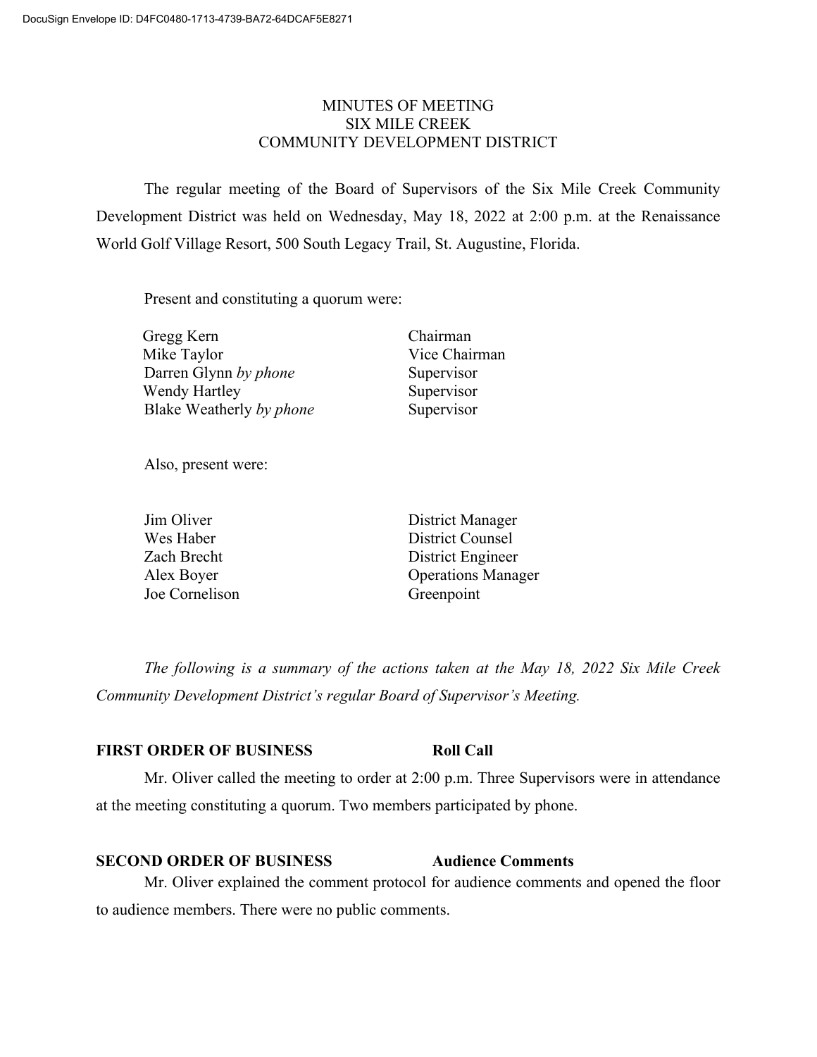# MINUTES OF MEETING
# SIX MILE CREEK
# COMMUNITY DEVELOPMENT DISTRICT

The regular meeting of the Board of Supervisors of the Six Mile Creek Community Development District was held on Wednesday, May 18, 2022 at 2:00 p.m. at the Renaissance World Golf Village Resort, 500 South Legacy Trail, St. Augustine, Florida.

Present and constituting a quorum were:

| | |
|---|---|
| Gregg Kern | Chairman |
| Mike Taylor | Vice Chairman |
| Darren Glynn *by phone* | Supervisor |
| Wendy Hartley | Supervisor |
| Blake Weatherly *by phone* | Supervisor |

Also, present were:

| | |
|---|---|
| Jim Oliver | District Manager |
| Wes Haber | District Counsel |
| Zach Brecht | District Engineer |
| Alex Boyer | Operations Manager |
| Joe Cornelison | Greenpoint |

*The following is a summary of the actions taken at the May 18, 2022 Six Mile Creek Community Development District's regular Board of Supervisor's Meeting.*

**FIRST ORDER OF BUSINESS — Roll Call**

Mr. Oliver called the meeting to order at 2:00 p.m. Three Supervisors were in attendance at the meeting constituting a quorum. Two members participated by phone.

**SECOND ORDER OF BUSINESS — Audience Comments**

Mr. Oliver explained the comment protocol for audience comments and opened the floor to audience members. There were no public comments.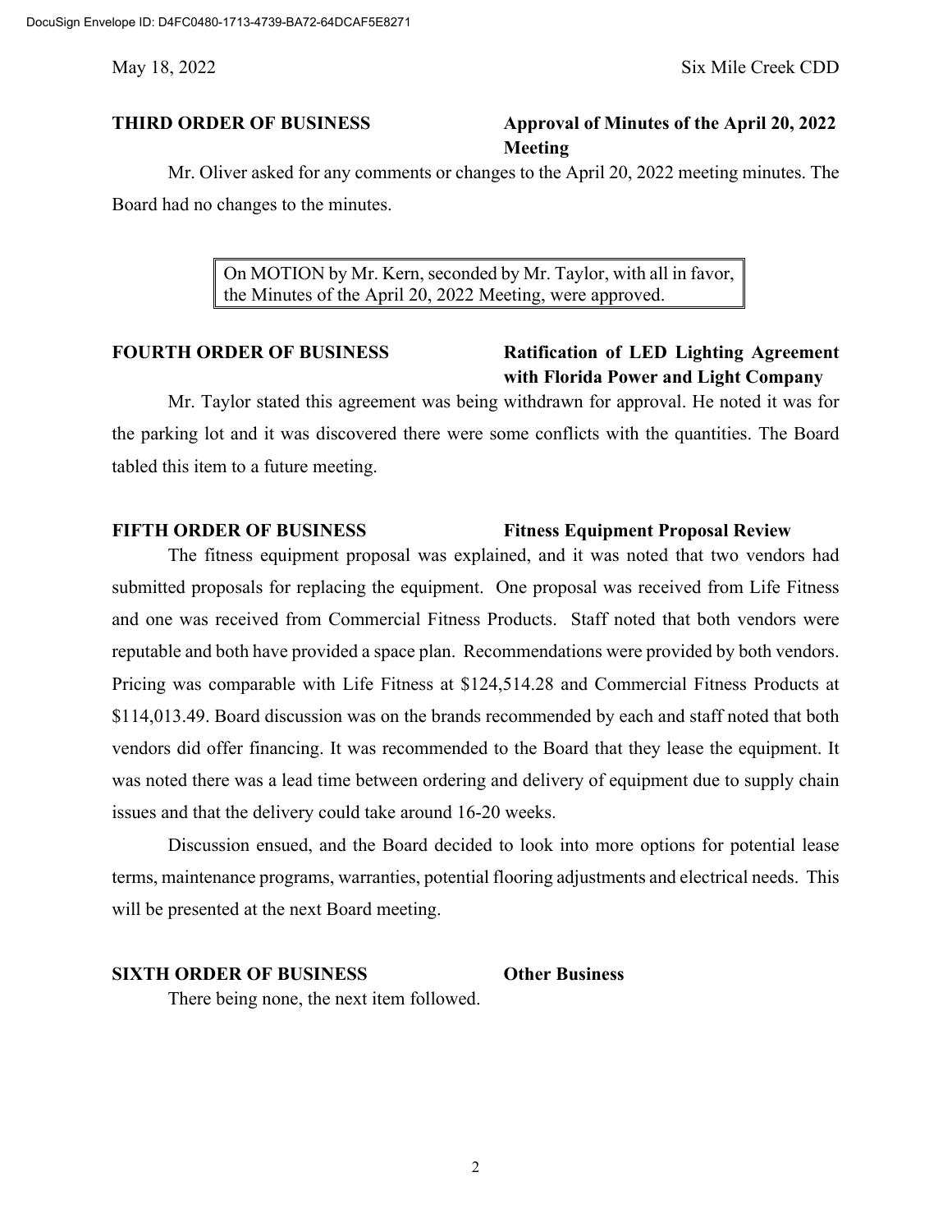**THIRD ORDER OF BUSINESS** **Approval of Minutes of the April 20, 2022 Meeting**

Mr. Oliver asked for any comments or changes to the April 20, 2022 meeting minutes. The Board had no changes to the minutes.

> On MOTION by Mr. Kern, seconded by Mr. Taylor, with all in favor, the Minutes of the April 20, 2022 Meeting, were approved.

**FOURTH ORDER OF BUSINESS** **Ratification of LED Lighting Agreement with Florida Power and Light Company**

Mr. Taylor stated this agreement was being withdrawn for approval. He noted it was for the parking lot and it was discovered there were some conflicts with the quantities. The Board tabled this item to a future meeting.

**FIFTH ORDER OF BUSINESS** **Fitness Equipment Proposal Review**

The fitness equipment proposal was explained, and it was noted that two vendors had submitted proposals for replacing the equipment. One proposal was received from Life Fitness and one was received from Commercial Fitness Products. Staff noted that both vendors were reputable and both have provided a space plan. Recommendations were provided by both vendors. Pricing was comparable with Life Fitness at $124,514.28 and Commercial Fitness Products at $114,013.49. Board discussion was on the brands recommended by each and staff noted that both vendors did offer financing. It was recommended to the Board that they lease the equipment. It was noted there was a lead time between ordering and delivery of equipment due to supply chain issues and that the delivery could take around 16-20 weeks.

Discussion ensued, and the Board decided to look into more options for potential lease terms, maintenance programs, warranties, potential flooring adjustments and electrical needs. This will be presented at the next Board meeting.

**SIXTH ORDER OF BUSINESS** **Other Business**

There being none, the next item followed.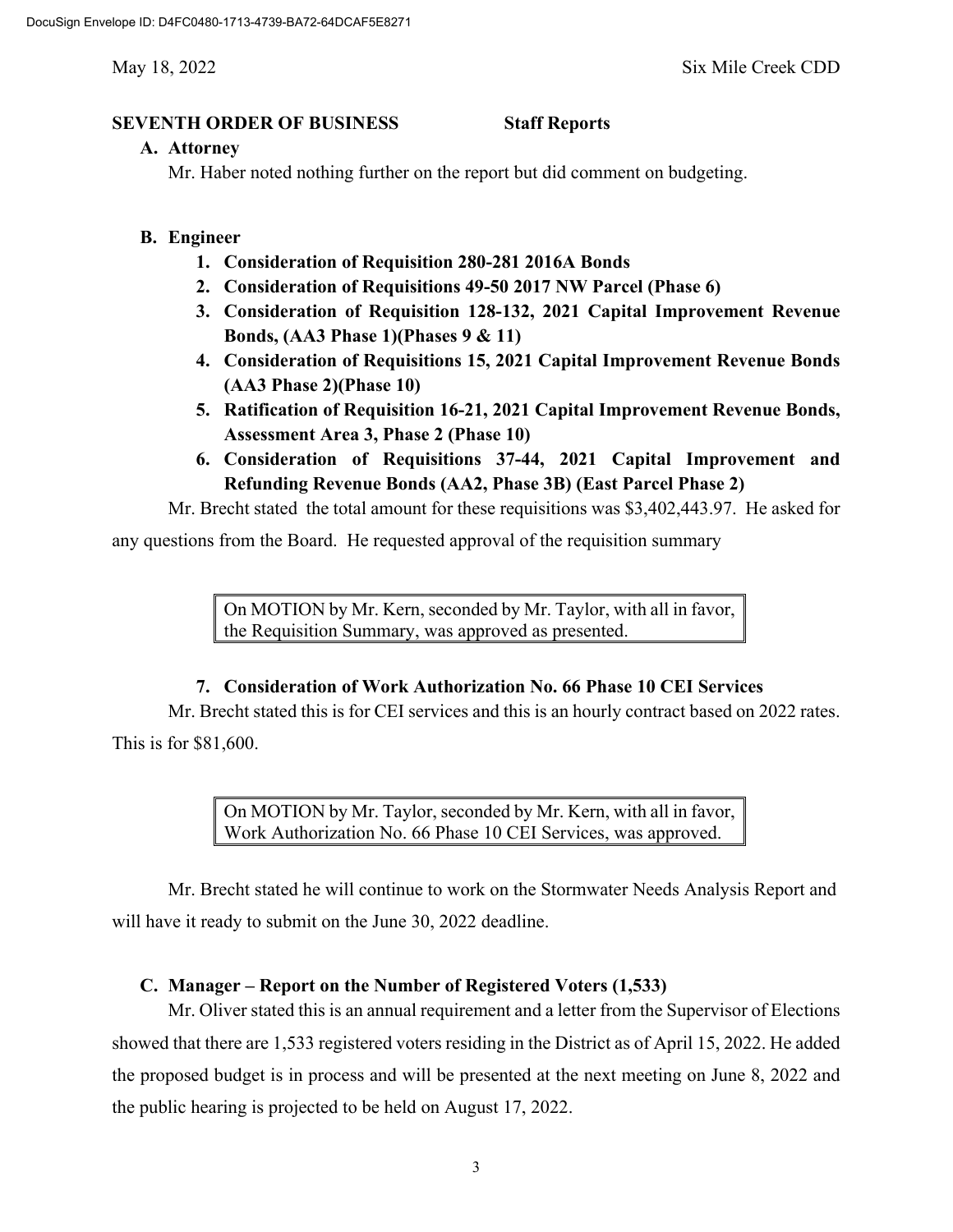## SEVENTH ORDER OF BUSINESS Staff Reports

### A. Attorney

Mr. Haber noted nothing further on the report but did comment on budgeting.

### B. Engineer

1. **Consideration of Requisition 280-281 2016A Bonds**
2. **Consideration of Requisitions 49-50 2017 NW Parcel (Phase 6)**
3. **Consideration of Requisition 128-132, 2021 Capital Improvement Revenue Bonds, (AA3 Phase 1)(Phases 9 & 11)**
4. **Consideration of Requisitions 15, 2021 Capital Improvement Revenue Bonds (AA3 Phase 2)(Phase 10)**
5. **Ratification of Requisition 16-21, 2021 Capital Improvement Revenue Bonds, Assessment Area 3, Phase 2 (Phase 10)**
6. **Consideration of Requisitions 37-44, 2021 Capital Improvement and Refunding Revenue Bonds (AA2, Phase 3B) (East Parcel Phase 2)**

Mr. Brecht stated the total amount for these requisitions was $3,402,443.97. He asked for any questions from the Board. He requested approval of the requisition summary

> On MOTION by Mr. Kern, seconded by Mr. Taylor, with all in favor, the Requisition Summary, was approved as presented.

7. **Consideration of Work Authorization No. 66 Phase 10 CEI Services**

Mr. Brecht stated this is for CEI services and this is an hourly contract based on 2022 rates. This is for $81,600.

> On MOTION by Mr. Taylor, seconded by Mr. Kern, with all in favor, Work Authorization No. 66 Phase 10 CEI Services, was approved.

Mr. Brecht stated he will continue to work on the Stormwater Needs Analysis Report and will have it ready to submit on the June 30, 2022 deadline.

### C. Manager – Report on the Number of Registered Voters (1,533)

Mr. Oliver stated this is an annual requirement and a letter from the Supervisor of Elections showed that there are 1,533 registered voters residing in the District as of April 15, 2022. He added the proposed budget is in process and will be presented at the next meeting on June 8, 2022 and the public hearing is projected to be held on August 17, 2022.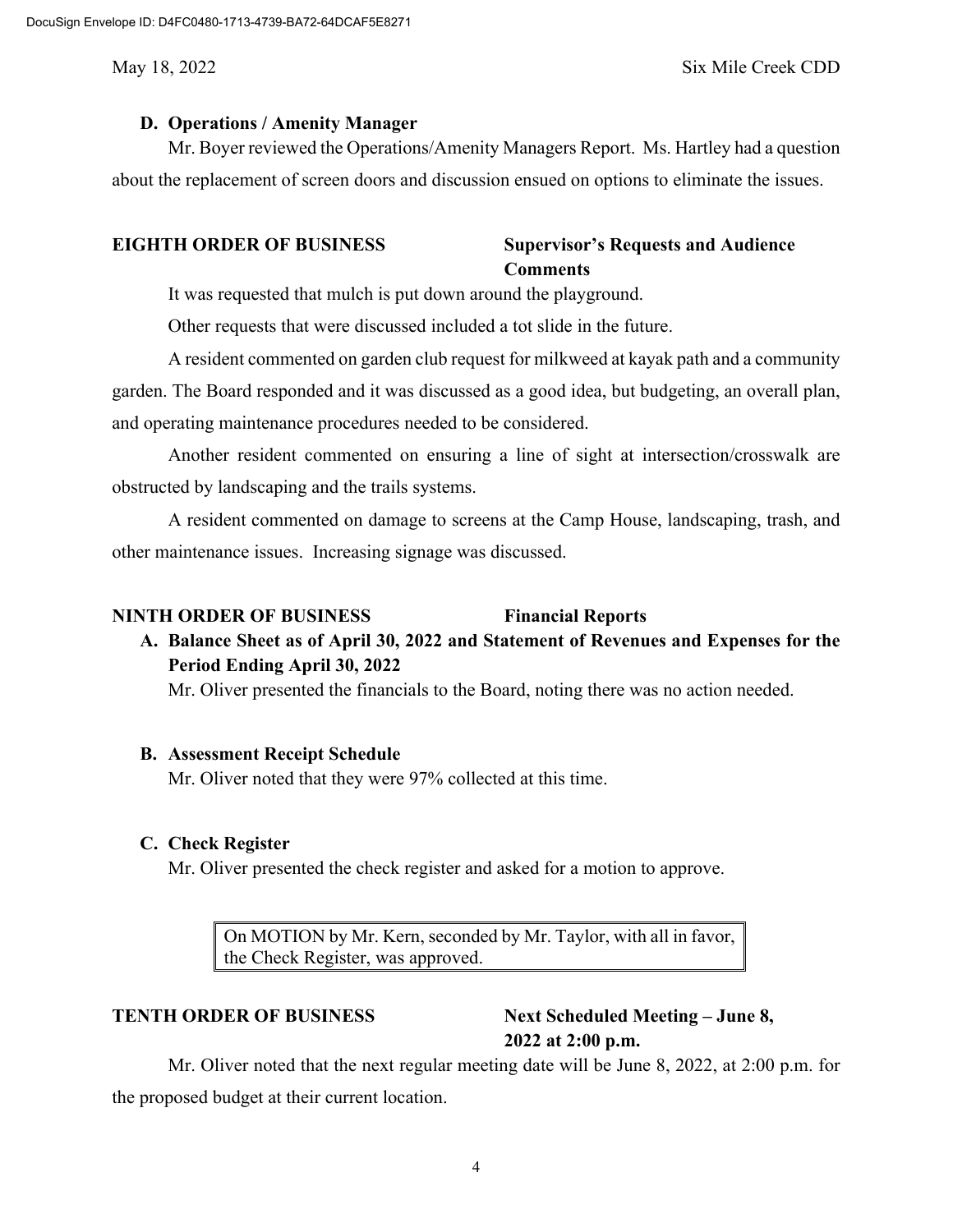**D. Operations / Amenity Manager**

Mr. Boyer reviewed the Operations/Amenity Managers Report. Ms. Hartley had a question about the replacement of screen doors and discussion ensued on options to eliminate the issues.

**EIGHTH ORDER OF BUSINESS** **Supervisor's Requests and Audience Comments**

It was requested that mulch is put down around the playground.

Other requests that were discussed included a tot slide in the future.

A resident commented on garden club request for milkweed at kayak path and a community garden. The Board responded and it was discussed as a good idea, but budgeting, an overall plan, and operating maintenance procedures needed to be considered.

Another resident commented on ensuring a line of sight at intersection/crosswalk are obstructed by landscaping and the trails systems.

A resident commented on damage to screens at the Camp House, landscaping, trash, and other maintenance issues. Increasing signage was discussed.

**NINTH ORDER OF BUSINESS** **Financial Reports**

**A. Balance Sheet as of April 30, 2022 and Statement of Revenues and Expenses for the Period Ending April 30, 2022**

Mr. Oliver presented the financials to the Board, noting there was no action needed.

**B. Assessment Receipt Schedule**

Mr. Oliver noted that they were 97% collected at this time.

**C. Check Register**

Mr. Oliver presented the check register and asked for a motion to approve.

> On MOTION by Mr. Kern, seconded by Mr. Taylor, with all in favor, the Check Register, was approved.

**TENTH ORDER OF BUSINESS** **Next Scheduled Meeting – June 8, 2022 at 2:00 p.m.**

Mr. Oliver noted that the next regular meeting date will be June 8, 2022, at 2:00 p.m. for the proposed budget at their current location.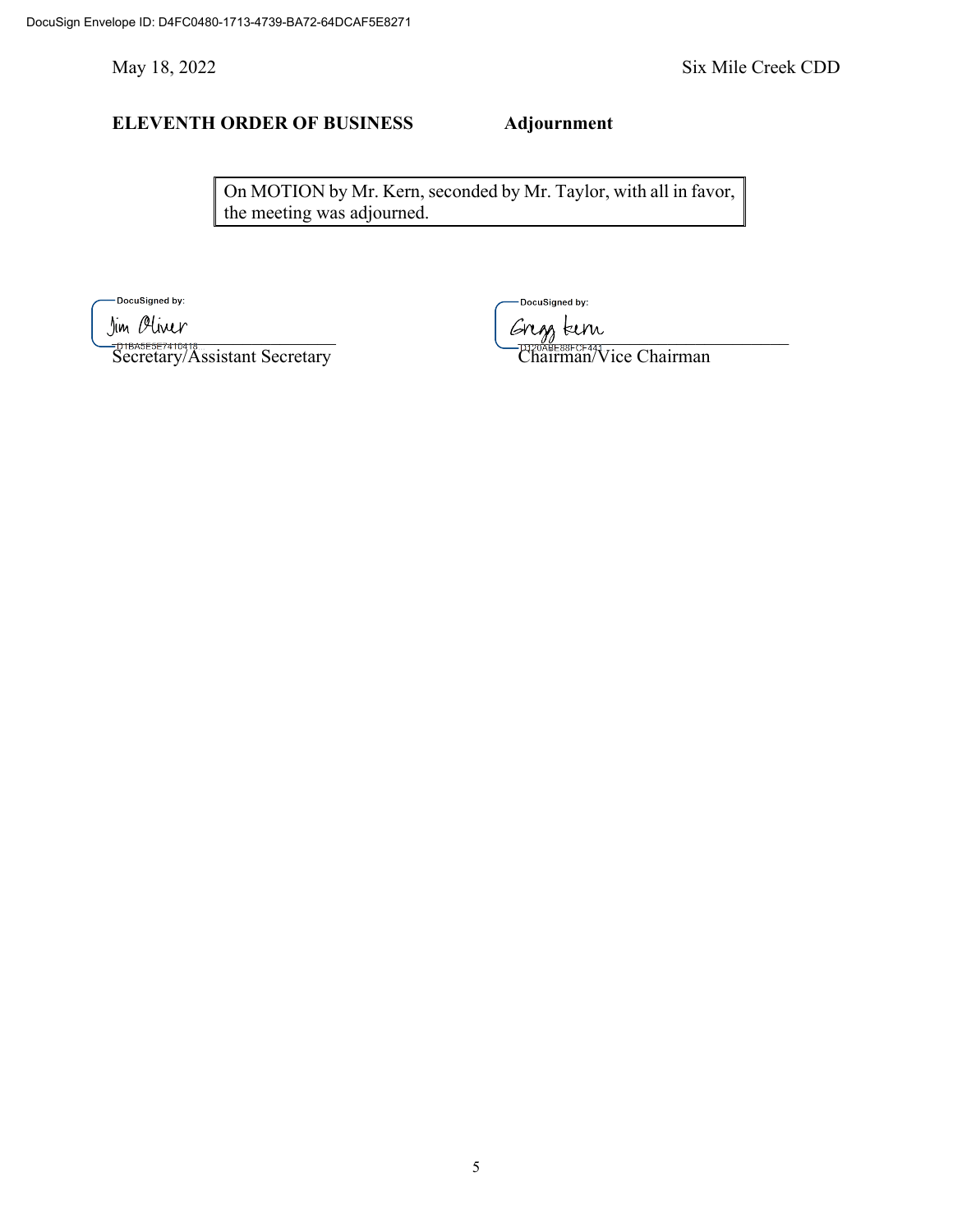**ELEVENTH ORDER OF BUSINESS** **Adjournment**

> On MOTION by Mr. Kern, seconded by Mr. Taylor, with all in favor, the meeting was adjourned.

DocuSigned by:
Jim Oliver
D1BA5E5E7410418
Secretary/Assistant Secretary

DocuSigned by:
Gregg Kern
DD20ABE88FCF443
Chairman/Vice Chairman